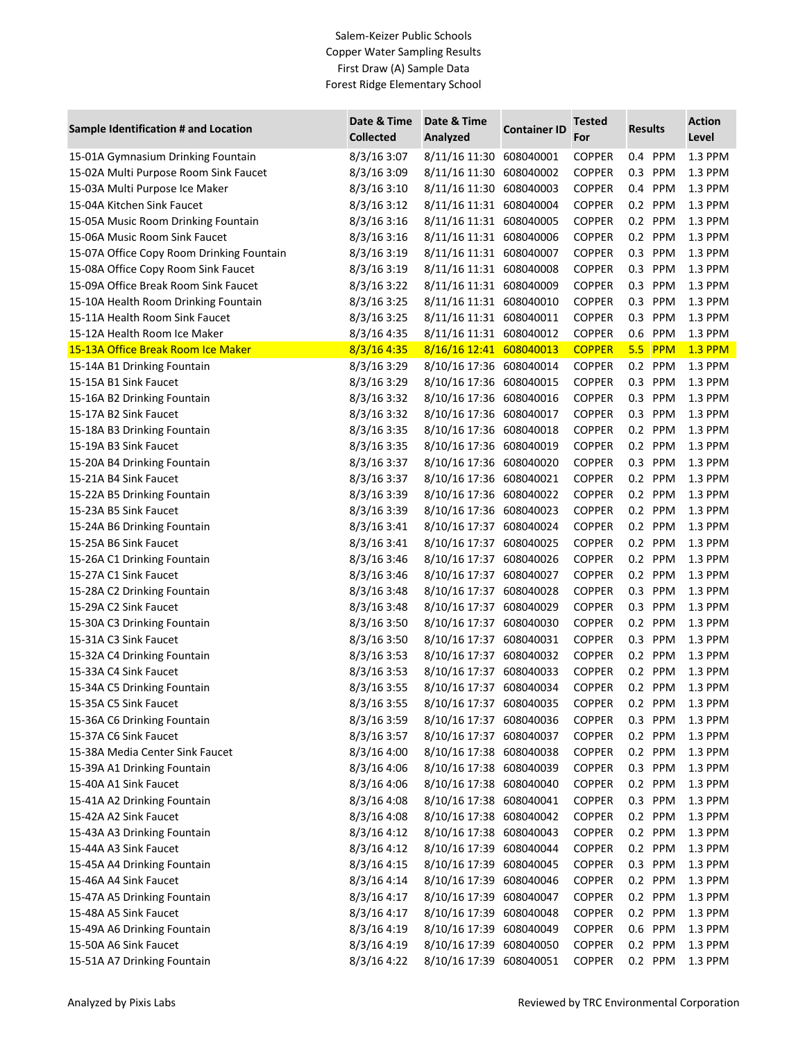Salem-Keizer Public Schools
Copper Water Sampling Results
First Draw (A) Sample Data
Forest Ridge Elementary School

| Sample Identification # and Location | Date & Time Collected | Date & Time Analyzed | Container ID | Tested For | Results | Action Level |
|---|---|---|---|---|---|---|
| 15-01A Gymnasium Drinking Fountain | 8/3/16 3:07 | 8/11/16 11:30 | 608040001 | COPPER | 0.4 PPM | 1.3 PPM |
| 15-02A Multi Purpose Room Sink Faucet | 8/3/16 3:09 | 8/11/16 11:30 | 608040002 | COPPER | 0.3 PPM | 1.3 PPM |
| 15-03A Multi Purpose Ice Maker | 8/3/16 3:10 | 8/11/16 11:30 | 608040003 | COPPER | 0.4 PPM | 1.3 PPM |
| 15-04A Kitchen Sink Faucet | 8/3/16 3:12 | 8/11/16 11:31 | 608040004 | COPPER | 0.2 PPM | 1.3 PPM |
| 15-05A Music Room Drinking Fountain | 8/3/16 3:16 | 8/11/16 11:31 | 608040005 | COPPER | 0.2 PPM | 1.3 PPM |
| 15-06A Music Room Sink Faucet | 8/3/16 3:16 | 8/11/16 11:31 | 608040006 | COPPER | 0.2 PPM | 1.3 PPM |
| 15-07A Office Copy Room Drinking Fountain | 8/3/16 3:19 | 8/11/16 11:31 | 608040007 | COPPER | 0.3 PPM | 1.3 PPM |
| 15-08A Office Copy Room Sink Faucet | 8/3/16 3:19 | 8/11/16 11:31 | 608040008 | COPPER | 0.3 PPM | 1.3 PPM |
| 15-09A Office Break Room Sink Faucet | 8/3/16 3:22 | 8/11/16 11:31 | 608040009 | COPPER | 0.3 PPM | 1.3 PPM |
| 15-10A Health Room Drinking Fountain | 8/3/16 3:25 | 8/11/16 11:31 | 608040010 | COPPER | 0.3 PPM | 1.3 PPM |
| 15-11A Health Room Sink Faucet | 8/3/16 3:25 | 8/11/16 11:31 | 608040011 | COPPER | 0.3 PPM | 1.3 PPM |
| 15-12A Health Room Ice Maker | 8/3/16 4:35 | 8/11/16 11:31 | 608040012 | COPPER | 0.6 PPM | 1.3 PPM |
| 15-13A Office Break Room Ice Maker | 8/3/16 4:35 | 8/16/16 12:41 | 608040013 | COPPER | 5.5 PPM | 1.3 PPM |
| 15-14A B1 Drinking Fountain | 8/3/16 3:29 | 8/10/16 17:36 | 608040014 | COPPER | 0.2 PPM | 1.3 PPM |
| 15-15A B1 Sink Faucet | 8/3/16 3:29 | 8/10/16 17:36 | 608040015 | COPPER | 0.3 PPM | 1.3 PPM |
| 15-16A B2 Drinking Fountain | 8/3/16 3:32 | 8/10/16 17:36 | 608040016 | COPPER | 0.3 PPM | 1.3 PPM |
| 15-17A B2 Sink Faucet | 8/3/16 3:32 | 8/10/16 17:36 | 608040017 | COPPER | 0.3 PPM | 1.3 PPM |
| 15-18A B3 Drinking Fountain | 8/3/16 3:35 | 8/10/16 17:36 | 608040018 | COPPER | 0.2 PPM | 1.3 PPM |
| 15-19A B3 Sink Faucet | 8/3/16 3:35 | 8/10/16 17:36 | 608040019 | COPPER | 0.2 PPM | 1.3 PPM |
| 15-20A B4 Drinking Fountain | 8/3/16 3:37 | 8/10/16 17:36 | 608040020 | COPPER | 0.3 PPM | 1.3 PPM |
| 15-21A B4 Sink Faucet | 8/3/16 3:37 | 8/10/16 17:36 | 608040021 | COPPER | 0.2 PPM | 1.3 PPM |
| 15-22A B5 Drinking Fountain | 8/3/16 3:39 | 8/10/16 17:36 | 608040022 | COPPER | 0.2 PPM | 1.3 PPM |
| 15-23A B5 Sink Faucet | 8/3/16 3:39 | 8/10/16 17:36 | 608040023 | COPPER | 0.2 PPM | 1.3 PPM |
| 15-24A B6 Drinking Fountain | 8/3/16 3:41 | 8/10/16 17:37 | 608040024 | COPPER | 0.2 PPM | 1.3 PPM |
| 15-25A B6 Sink Faucet | 8/3/16 3:41 | 8/10/16 17:37 | 608040025 | COPPER | 0.2 PPM | 1.3 PPM |
| 15-26A C1 Drinking Fountain | 8/3/16 3:46 | 8/10/16 17:37 | 608040026 | COPPER | 0.2 PPM | 1.3 PPM |
| 15-27A C1 Sink Faucet | 8/3/16 3:46 | 8/10/16 17:37 | 608040027 | COPPER | 0.2 PPM | 1.3 PPM |
| 15-28A C2 Drinking Fountain | 8/3/16 3:48 | 8/10/16 17:37 | 608040028 | COPPER | 0.3 PPM | 1.3 PPM |
| 15-29A C2 Sink Faucet | 8/3/16 3:48 | 8/10/16 17:37 | 608040029 | COPPER | 0.3 PPM | 1.3 PPM |
| 15-30A C3 Drinking Fountain | 8/3/16 3:50 | 8/10/16 17:37 | 608040030 | COPPER | 0.2 PPM | 1.3 PPM |
| 15-31A C3 Sink Faucet | 8/3/16 3:50 | 8/10/16 17:37 | 608040031 | COPPER | 0.3 PPM | 1.3 PPM |
| 15-32A C4 Drinking Fountain | 8/3/16 3:53 | 8/10/16 17:37 | 608040032 | COPPER | 0.2 PPM | 1.3 PPM |
| 15-33A C4 Sink Faucet | 8/3/16 3:53 | 8/10/16 17:37 | 608040033 | COPPER | 0.2 PPM | 1.3 PPM |
| 15-34A C5 Drinking Fountain | 8/3/16 3:55 | 8/10/16 17:37 | 608040034 | COPPER | 0.2 PPM | 1.3 PPM |
| 15-35A C5 Sink Faucet | 8/3/16 3:55 | 8/10/16 17:37 | 608040035 | COPPER | 0.2 PPM | 1.3 PPM |
| 15-36A C6 Drinking Fountain | 8/3/16 3:59 | 8/10/16 17:37 | 608040036 | COPPER | 0.3 PPM | 1.3 PPM |
| 15-37A C6 Sink Faucet | 8/3/16 3:57 | 8/10/16 17:37 | 608040037 | COPPER | 0.2 PPM | 1.3 PPM |
| 15-38A Media Center Sink Faucet | 8/3/16 4:00 | 8/10/16 17:38 | 608040038 | COPPER | 0.2 PPM | 1.3 PPM |
| 15-39A A1 Drinking Fountain | 8/3/16 4:06 | 8/10/16 17:38 | 608040039 | COPPER | 0.3 PPM | 1.3 PPM |
| 15-40A A1 Sink Faucet | 8/3/16 4:06 | 8/10/16 17:38 | 608040040 | COPPER | 0.2 PPM | 1.3 PPM |
| 15-41A A2 Drinking Fountain | 8/3/16 4:08 | 8/10/16 17:38 | 608040041 | COPPER | 0.3 PPM | 1.3 PPM |
| 15-42A A2 Sink Faucet | 8/3/16 4:08 | 8/10/16 17:38 | 608040042 | COPPER | 0.2 PPM | 1.3 PPM |
| 15-43A A3 Drinking Fountain | 8/3/16 4:12 | 8/10/16 17:38 | 608040043 | COPPER | 0.2 PPM | 1.3 PPM |
| 15-44A A3 Sink Faucet | 8/3/16 4:12 | 8/10/16 17:39 | 608040044 | COPPER | 0.2 PPM | 1.3 PPM |
| 15-45A A4 Drinking Fountain | 8/3/16 4:15 | 8/10/16 17:39 | 608040045 | COPPER | 0.3 PPM | 1.3 PPM |
| 15-46A A4 Sink Faucet | 8/3/16 4:14 | 8/10/16 17:39 | 608040046 | COPPER | 0.2 PPM | 1.3 PPM |
| 15-47A A5 Drinking Fountain | 8/3/16 4:17 | 8/10/16 17:39 | 608040047 | COPPER | 0.2 PPM | 1.3 PPM |
| 15-48A A5 Sink Faucet | 8/3/16 4:17 | 8/10/16 17:39 | 608040048 | COPPER | 0.2 PPM | 1.3 PPM |
| 15-49A A6 Drinking Fountain | 8/3/16 4:19 | 8/10/16 17:39 | 608040049 | COPPER | 0.6 PPM | 1.3 PPM |
| 15-50A A6 Sink Faucet | 8/3/16 4:19 | 8/10/16 17:39 | 608040050 | COPPER | 0.2 PPM | 1.3 PPM |
| 15-51A A7 Drinking Fountain | 8/3/16 4:22 | 8/10/16 17:39 | 608040051 | COPPER | 0.2 PPM | 1.3 PPM |

Analyzed by Pixis Labs

Reviewed by TRC Environmental Corporation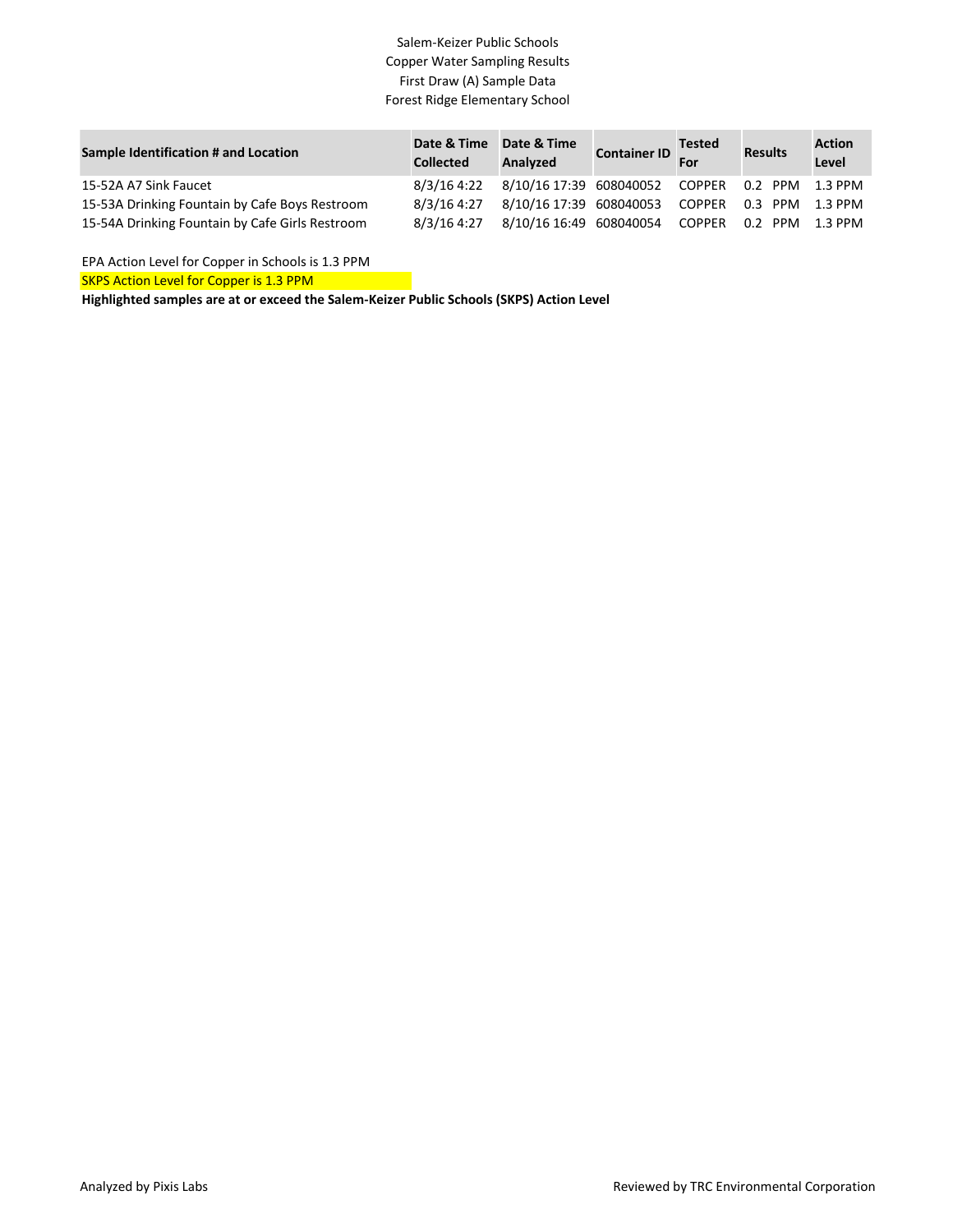Salem-Keizer Public Schools
Copper Water Sampling Results
First Draw (A) Sample Data
Forest Ridge Elementary School

| Sample Identification # and Location | Date & Time Collected | Date & Time Analyzed | Container ID | Tested For | Results | Action Level |
|---|---|---|---|---|---|---|
| 15-52A A7 Sink Faucet | 8/3/16 4:22 | 8/10/16 17:39 | 608040052 | COPPER | 0.2 PPM | 1.3 PPM |
| 15-53A Drinking Fountain by Cafe Boys Restroom | 8/3/16 4:27 | 8/10/16 17:39 | 608040053 | COPPER | 0.3 PPM | 1.3 PPM |
| 15-54A Drinking Fountain by Cafe Girls Restroom | 8/3/16 4:27 | 8/10/16 16:49 | 608040054 | COPPER | 0.2 PPM | 1.3 PPM |

EPA Action Level for Copper in Schools is 1.3 PPM

SKPS Action Level for Copper is 1.3 PPM

**Highlighted samples are at or exceed the Salem-Keizer Public Schools (SKPS) Action Level**

Analyzed by Pixis Labs

Reviewed by TRC Environmental Corporation